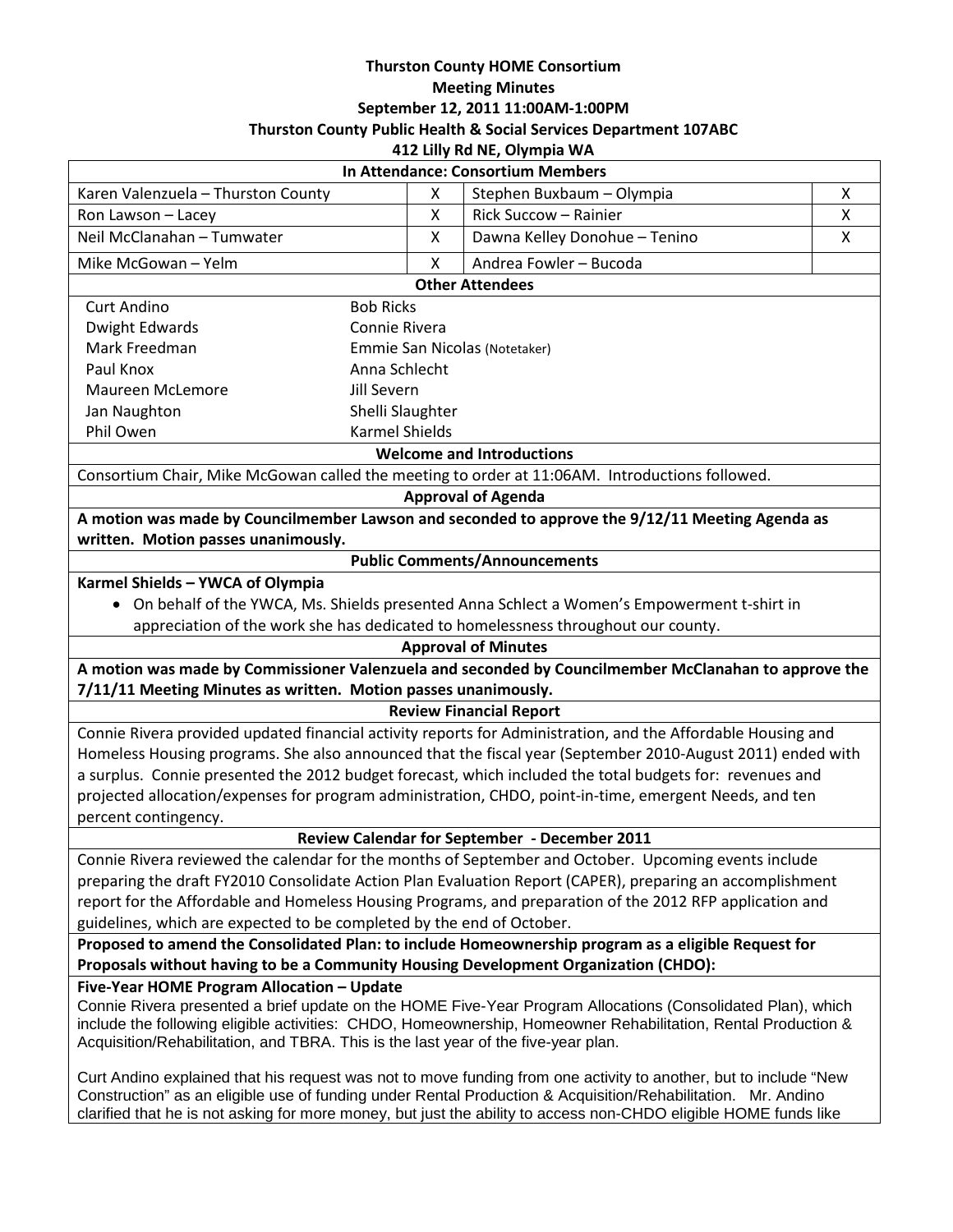**Thurston County HOME Consortium**
**Meeting Minutes**
**September 12, 2011 11:00AM-1:00PM**
**Thurston County Public Health & Social Services Department 107ABC**
**412 Lilly Rd NE, Olympia WA**

**In Attendance: Consortium Members**

| Member | | Member | |
|---|---|---|---|
| Karen Valenzuela – Thurston County | X | Stephen Buxbaum – Olympia | X |
| Ron Lawson – Lacey | X | Rick Succow – Rainier | X |
| Neil McClanahan – Tumwater | X | Dawna Kelley Donohue – Tenino | X |
| Mike McGowan – Yelm | X | Andrea Fowler – Bucoda | |

**Other Attendees**

| | |
|---|---|
| Curt Andino | Bob Ricks |
| Dwight Edwards | Connie Rivera |
| Mark Freedman | Emmie San Nicolas (Notetaker) |
| Paul Knox | Anna Schlecht |
| Maureen McLemore | Jill Severn |
| Jan Naughton | Shelli Slaughter |
| Phil Owen | Karmel Shields |

**Welcome and Introductions**

Consortium Chair, Mike McGowan called the meeting to order at 11:06AM. Introductions followed.

**Approval of Agenda**

**A motion was made by Councilmember Lawson and seconded to approve the 9/12/11 Meeting Agenda as written. Motion passes unanimously.**

**Public Comments/Announcements**

**Karmel Shields – YWCA of Olympia**

- On behalf of the YWCA, Ms. Shields presented Anna Schlect a Women's Empowerment t-shirt in appreciation of the work she has dedicated to homelessness throughout our county.

**Approval of Minutes**

**A motion was made by Commissioner Valenzuela and seconded by Councilmember McClanahan to approve the 7/11/11 Meeting Minutes as written. Motion passes unanimously.**

**Review Financial Report**

Connie Rivera provided updated financial activity reports for Administration, and the Affordable Housing and Homeless Housing programs. She also announced that the fiscal year (September 2010-August 2011) ended with a surplus. Connie presented the 2012 budget forecast, which included the total budgets for: revenues and projected allocation/expenses for program administration, CHDO, point-in-time, emergent Needs, and ten percent contingency.

**Review Calendar for September - December 2011**

Connie Rivera reviewed the calendar for the months of September and October. Upcoming events include preparing the draft FY2010 Consolidate Action Plan Evaluation Report (CAPER), preparing an accomplishment report for the Affordable and Homeless Housing Programs, and preparation of the 2012 RFP application and guidelines, which are expected to be completed by the end of October.

**Proposed to amend the Consolidated Plan: to include Homeownership program as a eligible Request for Proposals without having to be a Community Housing Development Organization (CHDO):**

**Five-Year HOME Program Allocation – Update**

Connie Rivera presented a brief update on the HOME Five-Year Program Allocations (Consolidated Plan), which include the following eligible activities: CHDO, Homeownership, Homeowner Rehabilitation, Rental Production & Acquisition/Rehabilitation, and TBRA. This is the last year of the five-year plan.

Curt Andino explained that his request was not to move funding from one activity to another, but to include "New Construction" as an eligible use of funding under Rental Production & Acquisition/Rehabilitation. Mr. Andino clarified that he is not asking for more money, but just the ability to access non-CHDO eligible HOME funds like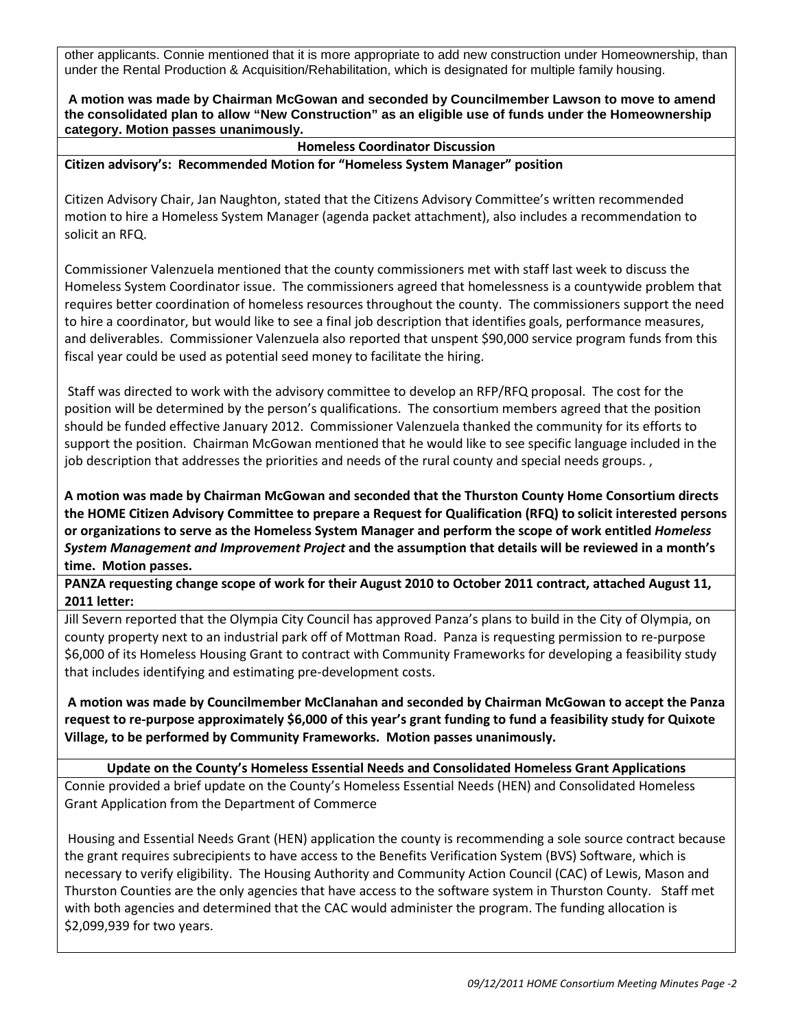other applicants. Connie mentioned that it is more appropriate to add new construction under Homeownership, than under the Rental Production & Acquisition/Rehabilitation, which is designated for multiple family housing.

**A motion was made by Chairman McGowan and seconded by Councilmember Lawson to move to amend the consolidated plan to allow "New Construction" as an eligible use of funds under the Homeownership category. Motion passes unanimously.**

**Homeless Coordinator Discussion**

**Citizen advisory's: Recommended Motion for "Homeless System Manager" position**

Citizen Advisory Chair, Jan Naughton, stated that the Citizens Advisory Committee's written recommended motion to hire a Homeless System Manager (agenda packet attachment), also includes a recommendation to solicit an RFQ.

Commissioner Valenzuela mentioned that the county commissioners met with staff last week to discuss the Homeless System Coordinator issue. The commissioners agreed that homelessness is a countywide problem that requires better coordination of homeless resources throughout the county. The commissioners support the need to hire a coordinator, but would like to see a final job description that identifies goals, performance measures, and deliverables. Commissioner Valenzuela also reported that unspent $90,000 service program funds from this fiscal year could be used as potential seed money to facilitate the hiring.

Staff was directed to work with the advisory committee to develop an RFP/RFQ proposal. The cost for the position will be determined by the person's qualifications. The consortium members agreed that the position should be funded effective January 2012. Commissioner Valenzuela thanked the community for its efforts to support the position. Chairman McGowan mentioned that he would like to see specific language included in the job description that addresses the priorities and needs of the rural county and special needs groups. ,

**A motion was made by Chairman McGowan and seconded that the Thurston County Home Consortium directs the HOME Citizen Advisory Committee to prepare a Request for Qualification (RFQ) to solicit interested persons or organizations to serve as the Homeless System Manager and perform the scope of work entitled *Homeless System Management and Improvement Project* and the assumption that details will be reviewed in a month's time. Motion passes.**

**PANZA requesting change scope of work for their August 2010 to October 2011 contract, attached August 11, 2011 letter:**

Jill Severn reported that the Olympia City Council has approved Panza's plans to build in the City of Olympia, on county property next to an industrial park off of Mottman Road. Panza is requesting permission to re-purpose $6,000 of its Homeless Housing Grant to contract with Community Frameworks for developing a feasibility study that includes identifying and estimating pre-development costs.

**A motion was made by Councilmember McClanahan and seconded by Chairman McGowan to accept the Panza request to re-purpose approximately $6,000 of this year's grant funding to fund a feasibility study for Quixote Village, to be performed by Community Frameworks. Motion passes unanimously.**

**Update on the County's Homeless Essential Needs and Consolidated Homeless Grant Applications**

Connie provided a brief update on the County's Homeless Essential Needs (HEN) and Consolidated Homeless Grant Application from the Department of Commerce

Housing and Essential Needs Grant (HEN) application the county is recommending a sole source contract because the grant requires subrecipients to have access to the Benefits Verification System (BVS) Software, which is necessary to verify eligibility. The Housing Authority and Community Action Council (CAC) of Lewis, Mason and Thurston Counties are the only agencies that have access to the software system in Thurston County. Staff met with both agencies and determined that the CAC would administer the program. The funding allocation is $2,099,939 for two years.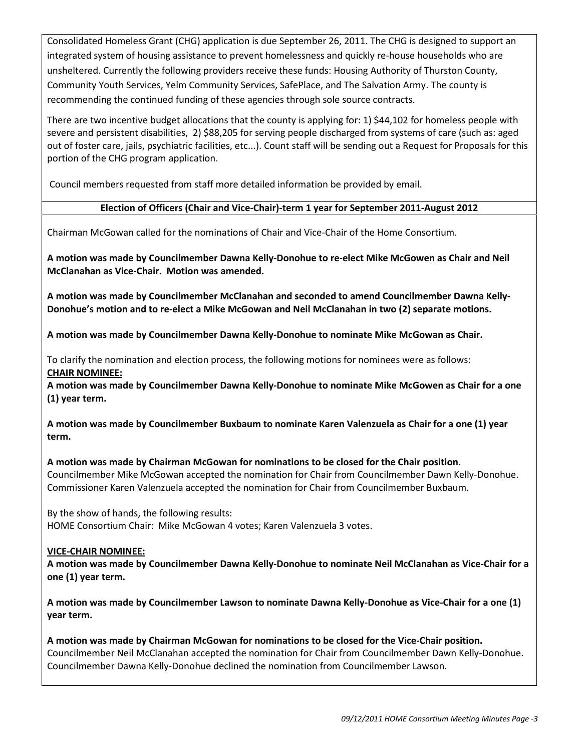Consolidated Homeless Grant (CHG) application is due September 26, 2011. The CHG is designed to support an integrated system of housing assistance to prevent homelessness and quickly re-house households who are unsheltered. Currently the following providers receive these funds: Housing Authority of Thurston County, Community Youth Services, Yelm Community Services, SafePlace, and The Salvation Army. The county is recommending the continued funding of these agencies through sole source contracts.

There are two incentive budget allocations that the county is applying for: 1) $44,102 for homeless people with severe and persistent disabilities, 2) $88,205 for serving people discharged from systems of care (such as: aged out of foster care, jails, psychiatric facilities, etc...). Count staff will be sending out a Request for Proposals for this portion of the CHG program application.

Council members requested from staff more detailed information be provided by email.

**Election of Officers (Chair and Vice-Chair)-term 1 year for September 2011-August 2012**

Chairman McGowan called for the nominations of Chair and Vice-Chair of the Home Consortium.

**A motion was made by Councilmember Dawna Kelly-Donohue to re-elect Mike McGowen as Chair and Neil McClanahan as Vice-Chair. Motion was amended.**

**A motion was made by Councilmember McClanahan and seconded to amend Councilmember Dawna Kelly-Donohue's motion and to re-elect a Mike McGowan and Neil McClanahan in two (2) separate motions.**

**A motion was made by Councilmember Dawna Kelly-Donohue to nominate Mike McGowan as Chair.**

To clarify the nomination and election process, the following motions for nominees were as follows:

**CHAIR NOMINEE:**

**A motion was made by Councilmember Dawna Kelly-Donohue to nominate Mike McGowen as Chair for a one (1) year term.**

**A motion was made by Councilmember Buxbaum to nominate Karen Valenzuela as Chair for a one (1) year term.**

**A motion was made by Chairman McGowan for nominations to be closed for the Chair position.**
Councilmember Mike McGowan accepted the nomination for Chair from Councilmember Dawn Kelly-Donohue. Commissioner Karen Valenzuela accepted the nomination for Chair from Councilmember Buxbaum.

By the show of hands, the following results:
HOME Consortium Chair: Mike McGowan 4 votes; Karen Valenzuela 3 votes.

**VICE-CHAIR NOMINEE:**

**A motion was made by Councilmember Dawna Kelly-Donohue to nominate Neil McClanahan as Vice-Chair for a one (1) year term.**

**A motion was made by Councilmember Lawson to nominate Dawna Kelly-Donohue as Vice-Chair for a one (1) year term.**

**A motion was made by Chairman McGowan for nominations to be closed for the Vice-Chair position.**
Councilmember Neil McClanahan accepted the nomination for Chair from Councilmember Dawn Kelly-Donohue. Councilmember Dawna Kelly-Donohue declined the nomination from Councilmember Lawson.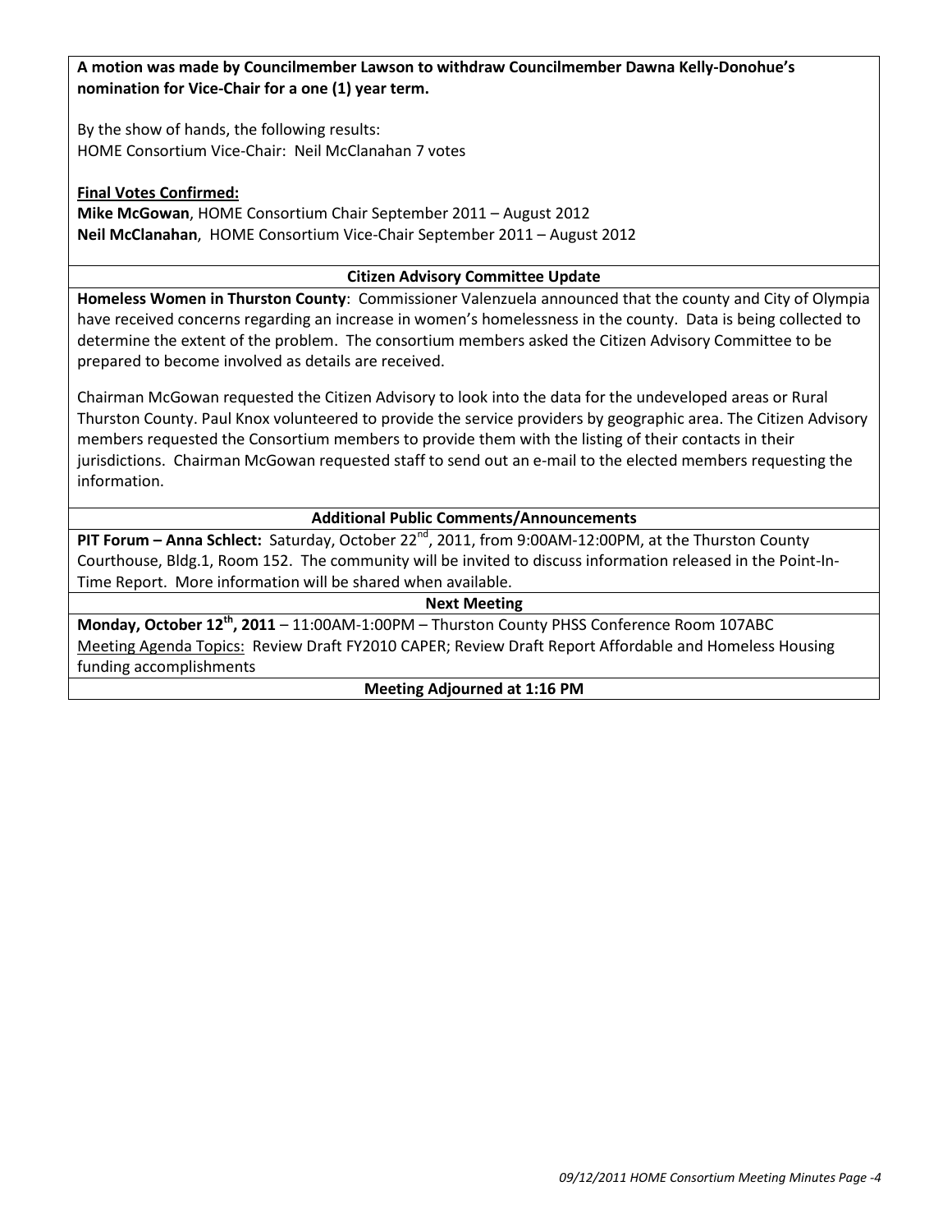**A motion was made by Councilmember Lawson to withdraw Councilmember Dawna Kelly-Donohue's nomination for Vice-Chair for a one (1) year term.**

By the show of hands, the following results:
HOME Consortium Vice-Chair: Neil McClanahan 7 votes

**Final Votes Confirmed:**
**Mike McGowan**, HOME Consortium Chair September 2011 – August 2012
**Neil McClanahan**, HOME Consortium Vice-Chair September 2011 – August 2012

### Citizen Advisory Committee Update

**Homeless Women in Thurston County**: Commissioner Valenzuela announced that the county and City of Olympia have received concerns regarding an increase in women's homelessness in the county. Data is being collected to determine the extent of the problem. The consortium members asked the Citizen Advisory Committee to be prepared to become involved as details are received.

Chairman McGowan requested the Citizen Advisory to look into the data for the undeveloped areas or Rural Thurston County. Paul Knox volunteered to provide the service providers by geographic area. The Citizen Advisory members requested the Consortium members to provide them with the listing of their contacts in their jurisdictions. Chairman McGowan requested staff to send out an e-mail to the elected members requesting the information.

### Additional Public Comments/Announcements

**PIT Forum – Anna Schlect:** Saturday, October 22nd, 2011, from 9:00AM-12:00PM, at the Thurston County Courthouse, Bldg.1, Room 152. The community will be invited to discuss information released in the Point-In-Time Report. More information will be shared when available.

### Next Meeting

**Monday, October 12th, 2011** – 11:00AM-1:00PM – Thurston County PHSS Conference Room 107ABC
Meeting Agenda Topics: Review Draft FY2010 CAPER; Review Draft Report Affordable and Homeless Housing funding accomplishments

**Meeting Adjourned at 1:16 PM**